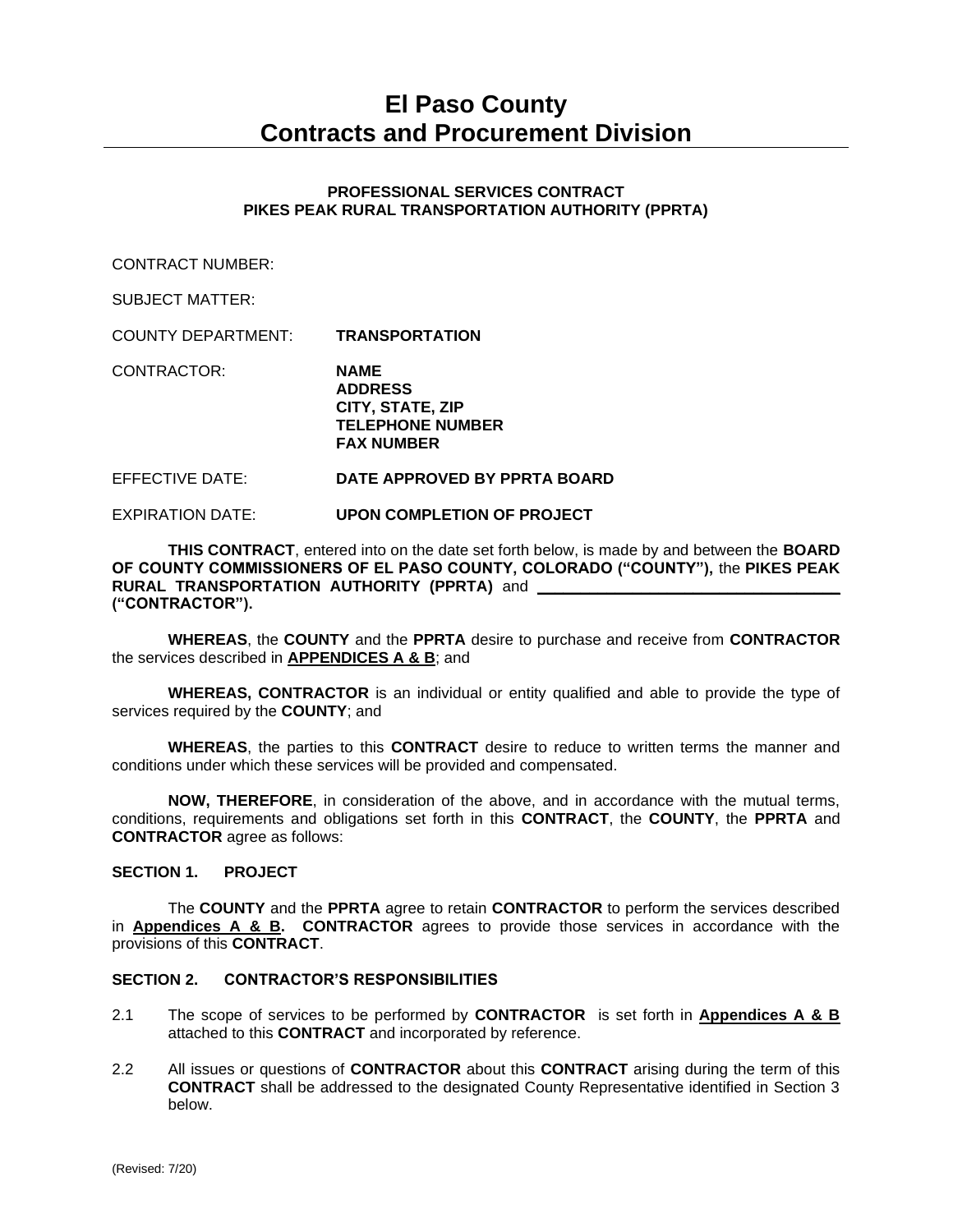# El Paso County
# Contracts and Procurement Division

**PROFESSIONAL SERVICES CONTRACT**
**PIKES PEAK RURAL TRANSPORTATION AUTHORITY (PPRTA)**

CONTRACT NUMBER:

SUBJECT MATTER:

COUNTY DEPARTMENT: **TRANSPORTATION**

CONTRACTOR: **NAME**
**ADDRESS**
**CITY, STATE, ZIP**
**TELEPHONE NUMBER**
**FAX NUMBER**

EFFECTIVE DATE: **DATE APPROVED BY PPRTA BOARD**

EXPIRATION DATE: **UPON COMPLETION OF PROJECT**

**THIS CONTRACT**, entered into on the date set forth below, is made by and between the **BOARD OF COUNTY COMMISSIONERS OF EL PASO COUNTY, COLORADO ("COUNTY"),** the **PIKES PEAK RURAL TRANSPORTATION AUTHORITY (PPRTA)** and ________________________________ **("CONTRACTOR").**

**WHEREAS**, the **COUNTY** and the **PPRTA** desire to purchase and receive from **CONTRACTOR** the services described in **APPENDICES A & B**; and

**WHEREAS, CONTRACTOR** is an individual or entity qualified and able to provide the type of services required by the **COUNTY**; and

**WHEREAS**, the parties to this **CONTRACT** desire to reduce to written terms the manner and conditions under which these services will be provided and compensated.

**NOW, THEREFORE**, in consideration of the above, and in accordance with the mutual terms, conditions, requirements and obligations set forth in this **CONTRACT**, the **COUNTY**, the **PPRTA** and **CONTRACTOR** agree as follows:

## SECTION 1. PROJECT

The **COUNTY** and the **PPRTA** agree to retain **CONTRACTOR** to perform the services described in **Appendices A & B. CONTRACTOR** agrees to provide those services in accordance with the provisions of this **CONTRACT**.

## SECTION 2. CONTRACTOR'S RESPONSIBILITIES

2.1 The scope of services to be performed by **CONTRACTOR** is set forth in **Appendices A & B** attached to this **CONTRACT** and incorporated by reference.

2.2 All issues or questions of **CONTRACTOR** about this **CONTRACT** arising during the term of this **CONTRACT** shall be addressed to the designated County Representative identified in Section 3 below.

(Revised: 7/20)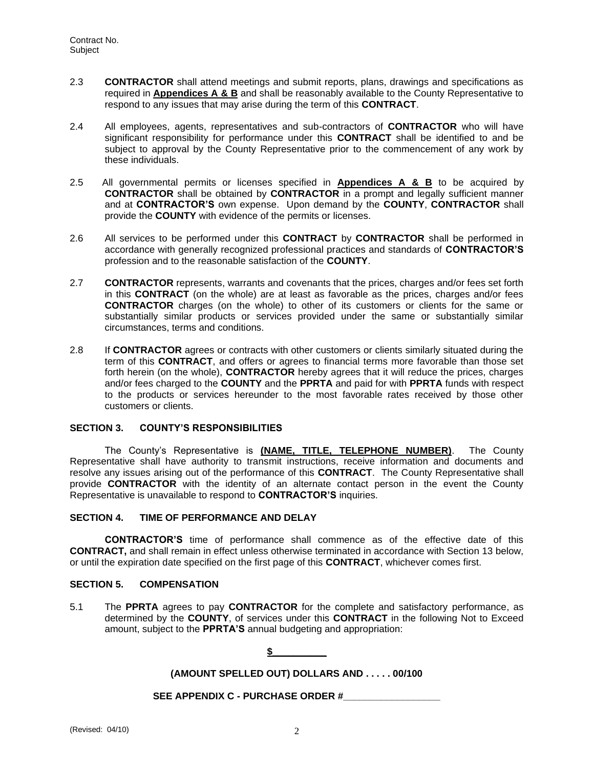2.3 **CONTRACTOR** shall attend meetings and submit reports, plans, drawings and specifications as required in **Appendices A & B** and shall be reasonably available to the County Representative to respond to any issues that may arise during the term of this **CONTRACT**.

2.4 All employees, agents, representatives and sub-contractors of **CONTRACTOR** who will have significant responsibility for performance under this **CONTRACT** shall be identified to and be subject to approval by the County Representative prior to the commencement of any work by these individuals.

2.5 All governmental permits or licenses specified in **Appendices A & B** to be acquired by **CONTRACTOR** shall be obtained by **CONTRACTOR** in a prompt and legally sufficient manner and at **CONTRACTOR'S** own expense. Upon demand by the **COUNTY**, **CONTRACTOR** shall provide the **COUNTY** with evidence of the permits or licenses.

2.6 All services to be performed under this **CONTRACT** by **CONTRACTOR** shall be performed in accordance with generally recognized professional practices and standards of **CONTRACTOR'S** profession and to the reasonable satisfaction of the **COUNTY**.

2.7 **CONTRACTOR** represents, warrants and covenants that the prices, charges and/or fees set forth in this **CONTRACT** (on the whole) are at least as favorable as the prices, charges and/or fees **CONTRACTOR** charges (on the whole) to other of its customers or clients for the same or substantially similar products or services provided under the same or substantially similar circumstances, terms and conditions.

2.8 If **CONTRACTOR** agrees or contracts with other customers or clients similarly situated during the term of this **CONTRACT**, and offers or agrees to financial terms more favorable than those set forth herein (on the whole), **CONTRACTOR** hereby agrees that it will reduce the prices, charges and/or fees charged to the **COUNTY** and the **PPRTA** and paid for with **PPRTA** funds with respect to the products or services hereunder to the most favorable rates received by those other customers or clients.

## SECTION 3. COUNTY'S RESPONSIBILITIES

The County's Representative is **(NAME, TITLE, TELEPHONE NUMBER)**. The County Representative shall have authority to transmit instructions, receive information and documents and resolve any issues arising out of the performance of this **CONTRACT**. The County Representative shall provide **CONTRACTOR** with the identity of an alternate contact person in the event the County Representative is unavailable to respond to **CONTRACTOR'S** inquiries.

## SECTION 4. TIME OF PERFORMANCE AND DELAY

**CONTRACTOR'S** time of performance shall commence as of the effective date of this **CONTRACT,** and shall remain in effect unless otherwise terminated in accordance with Section 13 below, or until the expiration date specified on the first page of this **CONTRACT**, whichever comes first.

## SECTION 5. COMPENSATION

5.1 The **PPRTA** agrees to pay **CONTRACTOR** for the complete and satisfactory performance, as determined by the **COUNTY**, of services under this **CONTRACT** in the following Not to Exceed amount, subject to the **PPRTA'S** annual budgeting and appropriation:

**$__________**

**(AMOUNT SPELLED OUT) DOLLARS AND . . . . . 00/100**

**SEE APPENDIX C - PURCHASE ORDER #__________________**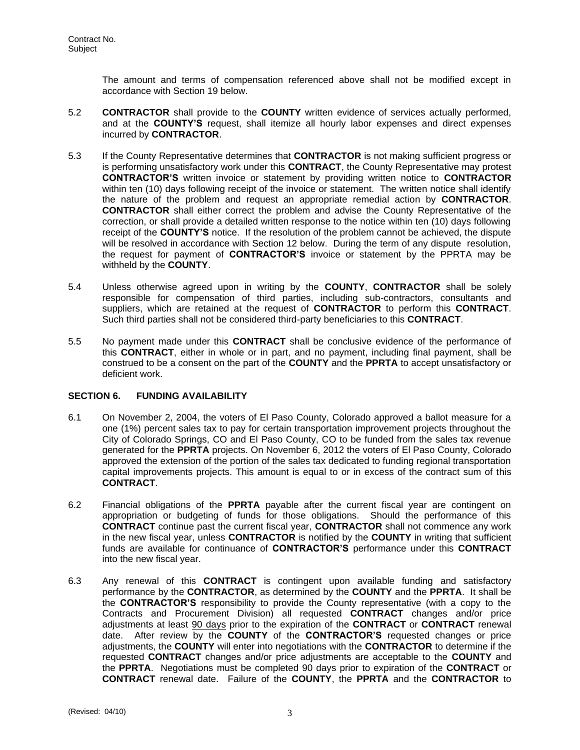The amount and terms of compensation referenced above shall not be modified except in accordance with Section 19 below.

5.2 **CONTRACTOR** shall provide to the **COUNTY** written evidence of services actually performed, and at the **COUNTY'S** request, shall itemize all hourly labor expenses and direct expenses incurred by **CONTRACTOR**.

5.3 If the County Representative determines that **CONTRACTOR** is not making sufficient progress or is performing unsatisfactory work under this **CONTRACT**, the County Representative may protest **CONTRACTOR'S** written invoice or statement by providing written notice to **CONTRACTOR** within ten (10) days following receipt of the invoice or statement. The written notice shall identify the nature of the problem and request an appropriate remedial action by **CONTRACTOR**. **CONTRACTOR** shall either correct the problem and advise the County Representative of the correction, or shall provide a detailed written response to the notice within ten (10) days following receipt of the **COUNTY'S** notice. If the resolution of the problem cannot be achieved, the dispute will be resolved in accordance with Section 12 below. During the term of any dispute resolution, the request for payment of **CONTRACTOR'S** invoice or statement by the PPRTA may be withheld by the **COUNTY**.

5.4 Unless otherwise agreed upon in writing by the **COUNTY**, **CONTRACTOR** shall be solely responsible for compensation of third parties, including sub-contractors, consultants and suppliers, which are retained at the request of **CONTRACTOR** to perform this **CONTRACT**. Such third parties shall not be considered third-party beneficiaries to this **CONTRACT**.

5.5 No payment made under this **CONTRACT** shall be conclusive evidence of the performance of this **CONTRACT**, either in whole or in part, and no payment, including final payment, shall be construed to be a consent on the part of the **COUNTY** and the **PPRTA** to accept unsatisfactory or deficient work.

## SECTION 6. FUNDING AVAILABILITY

6.1 On November 2, 2004, the voters of El Paso County, Colorado approved a ballot measure for a one (1%) percent sales tax to pay for certain transportation improvement projects throughout the City of Colorado Springs, CO and El Paso County, CO to be funded from the sales tax revenue generated for the **PPRTA** projects. On November 6, 2012 the voters of El Paso County, Colorado approved the extension of the portion of the sales tax dedicated to funding regional transportation capital improvements projects. This amount is equal to or in excess of the contract sum of this **CONTRACT**.

6.2 Financial obligations of the **PPRTA** payable after the current fiscal year are contingent on appropriation or budgeting of funds for those obligations. Should the performance of this **CONTRACT** continue past the current fiscal year, **CONTRACTOR** shall not commence any work in the new fiscal year, unless **CONTRACTOR** is notified by the **COUNTY** in writing that sufficient funds are available for continuance of **CONTRACTOR'S** performance under this **CONTRACT** into the new fiscal year.

6.3 Any renewal of this **CONTRACT** is contingent upon available funding and satisfactory performance by the **CONTRACTOR**, as determined by the **COUNTY** and the **PPRTA**. It shall be the **CONTRACTOR'S** responsibility to provide the County representative (with a copy to the Contracts and Procurement Division) all requested **CONTRACT** changes and/or price adjustments at least 90 days prior to the expiration of the **CONTRACT** or **CONTRACT** renewal date. After review by the **COUNTY** of the **CONTRACTOR'S** requested changes or price adjustments, the **COUNTY** will enter into negotiations with the **CONTRACTOR** to determine if the requested **CONTRACT** changes and/or price adjustments are acceptable to the **COUNTY** and the **PPRTA**. Negotiations must be completed 90 days prior to expiration of the **CONTRACT** or **CONTRACT** renewal date. Failure of the **COUNTY**, the **PPRTA** and the **CONTRACTOR** to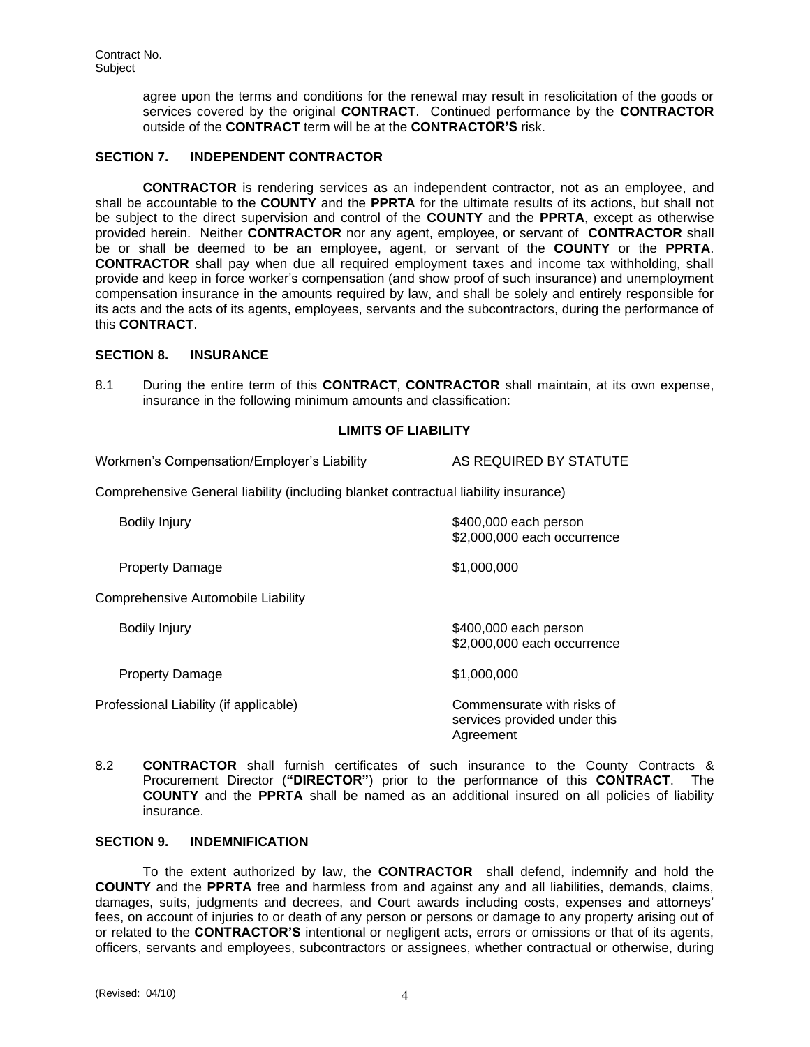agree upon the terms and conditions for the renewal may result in resolicitation of the goods or services covered by the original **CONTRACT**. Continued performance by the **CONTRACTOR** outside of the **CONTRACT** term will be at the **CONTRACTOR'S** risk.

## SECTION 7. INDEPENDENT CONTRACTOR

**CONTRACTOR** is rendering services as an independent contractor, not as an employee, and shall be accountable to the **COUNTY** and the **PPRTA** for the ultimate results of its actions, but shall not be subject to the direct supervision and control of the **COUNTY** and the **PPRTA**, except as otherwise provided herein. Neither **CONTRACTOR** nor any agent, employee, or servant of **CONTRACTOR** shall be or shall be deemed to be an employee, agent, or servant of the **COUNTY** or the **PPRTA**. **CONTRACTOR** shall pay when due all required employment taxes and income tax withholding, shall provide and keep in force worker's compensation (and show proof of such insurance) and unemployment compensation insurance in the amounts required by law, and shall be solely and entirely responsible for its acts and the acts of its agents, employees, servants and the subcontractors, during the performance of this **CONTRACT**.

## SECTION 8. INSURANCE

8.1 During the entire term of this **CONTRACT**, **CONTRACTOR** shall maintain, at its own expense, insurance in the following minimum amounts and classification:

**LIMITS OF LIABILITY**

| | |
|---|---|
| Workmen's Compensation/Employer's Liability | AS REQUIRED BY STATUTE |
| Comprehensive General liability (including blanket contractual liability insurance) | |
| Bodily Injury | \$400,000 each person<br>\$2,000,000 each occurrence |
| Property Damage | \$1,000,000 |
| Comprehensive Automobile Liability | |
| Bodily Injury | \$400,000 each person<br>\$2,000,000 each occurrence |
| Property Damage | \$1,000,000 |
| Professional Liability (if applicable) | Commensurate with risks of services provided under this Agreement |

8.2 **CONTRACTOR** shall furnish certificates of such insurance to the County Contracts & Procurement Director (**"DIRECTOR"**) prior to the performance of this **CONTRACT**. The **COUNTY** and the **PPRTA** shall be named as an additional insured on all policies of liability insurance.

## SECTION 9. INDEMNIFICATION

To the extent authorized by law, the **CONTRACTOR** shall defend, indemnify and hold the **COUNTY** and the **PPRTA** free and harmless from and against any and all liabilities, demands, claims, damages, suits, judgments and decrees, and Court awards including costs, expenses and attorneys' fees, on account of injuries to or death of any person or persons or damage to any property arising out of or related to the **CONTRACTOR'S** intentional or negligent acts, errors or omissions or that of its agents, officers, servants and employees, subcontractors or assignees, whether contractual or otherwise, during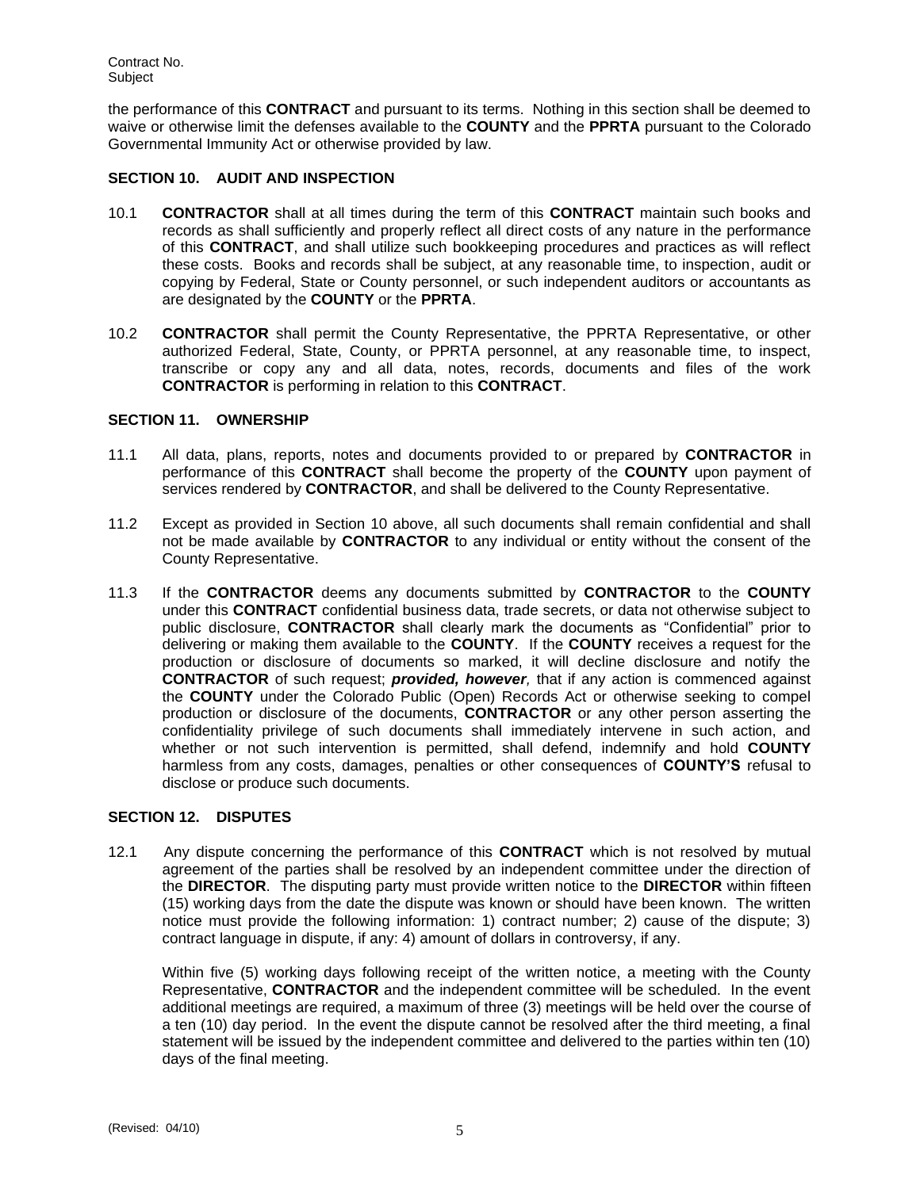the performance of this **CONTRACT** and pursuant to its terms. Nothing in this section shall be deemed to waive or otherwise limit the defenses available to the **COUNTY** and the **PPRTA** pursuant to the Colorado Governmental Immunity Act or otherwise provided by law.

### SECTION 10. AUDIT AND INSPECTION

10.1 **CONTRACTOR** shall at all times during the term of this **CONTRACT** maintain such books and records as shall sufficiently and properly reflect all direct costs of any nature in the performance of this **CONTRACT**, and shall utilize such bookkeeping procedures and practices as will reflect these costs. Books and records shall be subject, at any reasonable time, to inspection, audit or copying by Federal, State or County personnel, or such independent auditors or accountants as are designated by the **COUNTY** or the **PPRTA**.

10.2 **CONTRACTOR** shall permit the County Representative, the PPRTA Representative, or other authorized Federal, State, County, or PPRTA personnel, at any reasonable time, to inspect, transcribe or copy any and all data, notes, records, documents and files of the work **CONTRACTOR** is performing in relation to this **CONTRACT**.

### SECTION 11. OWNERSHIP

11.1 All data, plans, reports, notes and documents provided to or prepared by **CONTRACTOR** in performance of this **CONTRACT** shall become the property of the **COUNTY** upon payment of services rendered by **CONTRACTOR**, and shall be delivered to the County Representative.

11.2 Except as provided in Section 10 above, all such documents shall remain confidential and shall not be made available by **CONTRACTOR** to any individual or entity without the consent of the County Representative.

11.3 If the **CONTRACTOR** deems any documents submitted by **CONTRACTOR** to the **COUNTY** under this **CONTRACT** confidential business data, trade secrets, or data not otherwise subject to public disclosure, **CONTRACTOR** shall clearly mark the documents as "Confidential" prior to delivering or making them available to the **COUNTY**. If the **COUNTY** receives a request for the production or disclosure of documents so marked, it will decline disclosure and notify the **CONTRACTOR** of such request; ***provided, however,*** that if any action is commenced against the **COUNTY** under the Colorado Public (Open) Records Act or otherwise seeking to compel production or disclosure of the documents, **CONTRACTOR** or any other person asserting the confidentiality privilege of such documents shall immediately intervene in such action, and whether or not such intervention is permitted, shall defend, indemnify and hold **COUNTY** harmless from any costs, damages, penalties or other consequences of **COUNTY'S** refusal to disclose or produce such documents.

### SECTION 12. DISPUTES

12.1 Any dispute concerning the performance of this **CONTRACT** which is not resolved by mutual agreement of the parties shall be resolved by an independent committee under the direction of the **DIRECTOR**. The disputing party must provide written notice to the **DIRECTOR** within fifteen (15) working days from the date the dispute was known or should have been known. The written notice must provide the following information: 1) contract number; 2) cause of the dispute; 3) contract language in dispute, if any: 4) amount of dollars in controversy, if any.

Within five (5) working days following receipt of the written notice, a meeting with the County Representative, **CONTRACTOR** and the independent committee will be scheduled. In the event additional meetings are required, a maximum of three (3) meetings will be held over the course of a ten (10) day period. In the event the dispute cannot be resolved after the third meeting, a final statement will be issued by the independent committee and delivered to the parties within ten (10) days of the final meeting.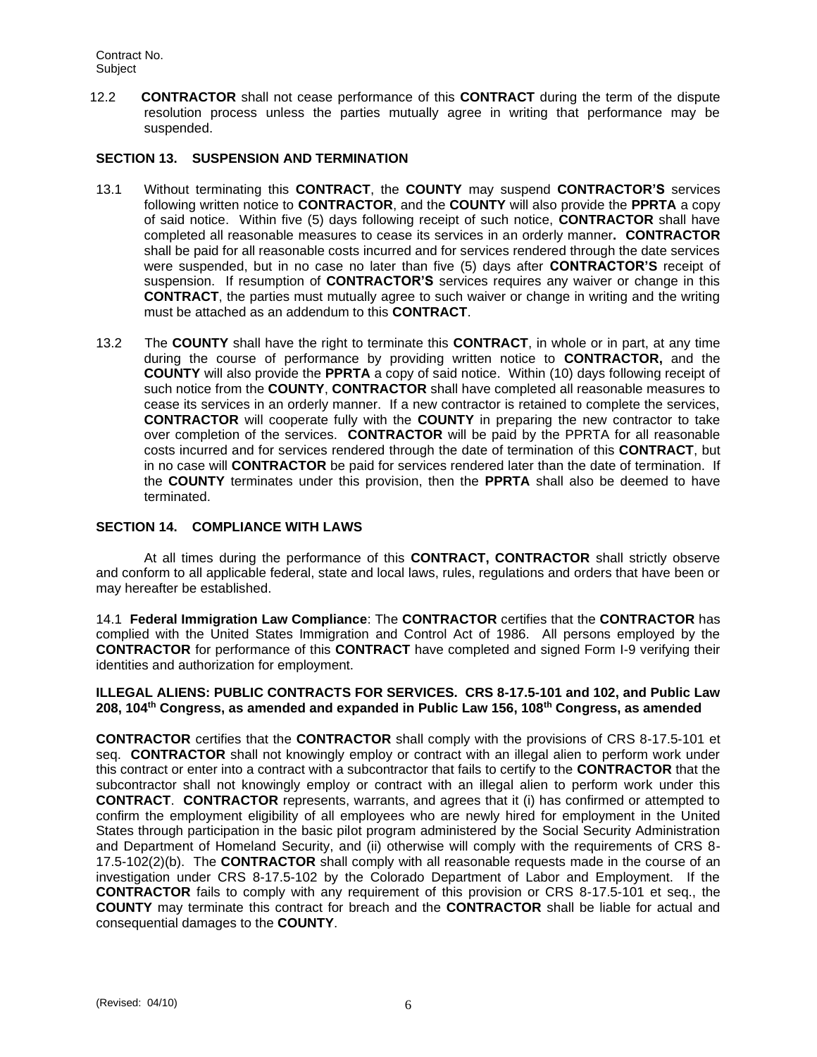12.2 **CONTRACTOR** shall not cease performance of this **CONTRACT** during the term of the dispute resolution process unless the parties mutually agree in writing that performance may be suspended.

## SECTION 13. SUSPENSION AND TERMINATION

13.1 Without terminating this **CONTRACT**, the **COUNTY** may suspend **CONTRACTOR'S** services following written notice to **CONTRACTOR**, and the **COUNTY** will also provide the **PPRTA** a copy of said notice. Within five (5) days following receipt of such notice, **CONTRACTOR** shall have completed all reasonable measures to cease its services in an orderly manner**.** **CONTRACTOR** shall be paid for all reasonable costs incurred and for services rendered through the date services were suspended, but in no case no later than five (5) days after **CONTRACTOR'S** receipt of suspension. If resumption of **CONTRACTOR'S** services requires any waiver or change in this **CONTRACT**, the parties must mutually agree to such waiver or change in writing and the writing must be attached as an addendum to this **CONTRACT**.

13.2 The **COUNTY** shall have the right to terminate this **CONTRACT**, in whole or in part, at any time during the course of performance by providing written notice to **CONTRACTOR,** and the **COUNTY** will also provide the **PPRTA** a copy of said notice. Within (10) days following receipt of such notice from the **COUNTY**, **CONTRACTOR** shall have completed all reasonable measures to cease its services in an orderly manner. If a new contractor is retained to complete the services, **CONTRACTOR** will cooperate fully with the **COUNTY** in preparing the new contractor to take over completion of the services. **CONTRACTOR** will be paid by the PPRTA for all reasonable costs incurred and for services rendered through the date of termination of this **CONTRACT**, but in no case will **CONTRACTOR** be paid for services rendered later than the date of termination. If the **COUNTY** terminates under this provision, then the **PPRTA** shall also be deemed to have terminated.

## SECTION 14. COMPLIANCE WITH LAWS

At all times during the performance of this **CONTRACT, CONTRACTOR** shall strictly observe and conform to all applicable federal, state and local laws, rules, regulations and orders that have been or may hereafter be established.

14.1 **Federal Immigration Law Compliance**: The **CONTRACTOR** certifies that the **CONTRACTOR** has complied with the United States Immigration and Control Act of 1986. All persons employed by the **CONTRACTOR** for performance of this **CONTRACT** have completed and signed Form I-9 verifying their identities and authorization for employment.

**ILLEGAL ALIENS: PUBLIC CONTRACTS FOR SERVICES. CRS 8-17.5-101 and 102, and Public Law 208, 104th Congress, as amended and expanded in Public Law 156, 108th Congress, as amended**

**CONTRACTOR** certifies that the **CONTRACTOR** shall comply with the provisions of CRS 8-17.5-101 et seq. **CONTRACTOR** shall not knowingly employ or contract with an illegal alien to perform work under this contract or enter into a contract with a subcontractor that fails to certify to the **CONTRACTOR** that the subcontractor shall not knowingly employ or contract with an illegal alien to perform work under this **CONTRACT**. **CONTRACTOR** represents, warrants, and agrees that it (i) has confirmed or attempted to confirm the employment eligibility of all employees who are newly hired for employment in the United States through participation in the basic pilot program administered by the Social Security Administration and Department of Homeland Security, and (ii) otherwise will comply with the requirements of CRS 8-17.5-102(2)(b). The **CONTRACTOR** shall comply with all reasonable requests made in the course of an investigation under CRS 8-17.5-102 by the Colorado Department of Labor and Employment. If the **CONTRACTOR** fails to comply with any requirement of this provision or CRS 8-17.5-101 et seq., the **COUNTY** may terminate this contract for breach and the **CONTRACTOR** shall be liable for actual and consequential damages to the **COUNTY**.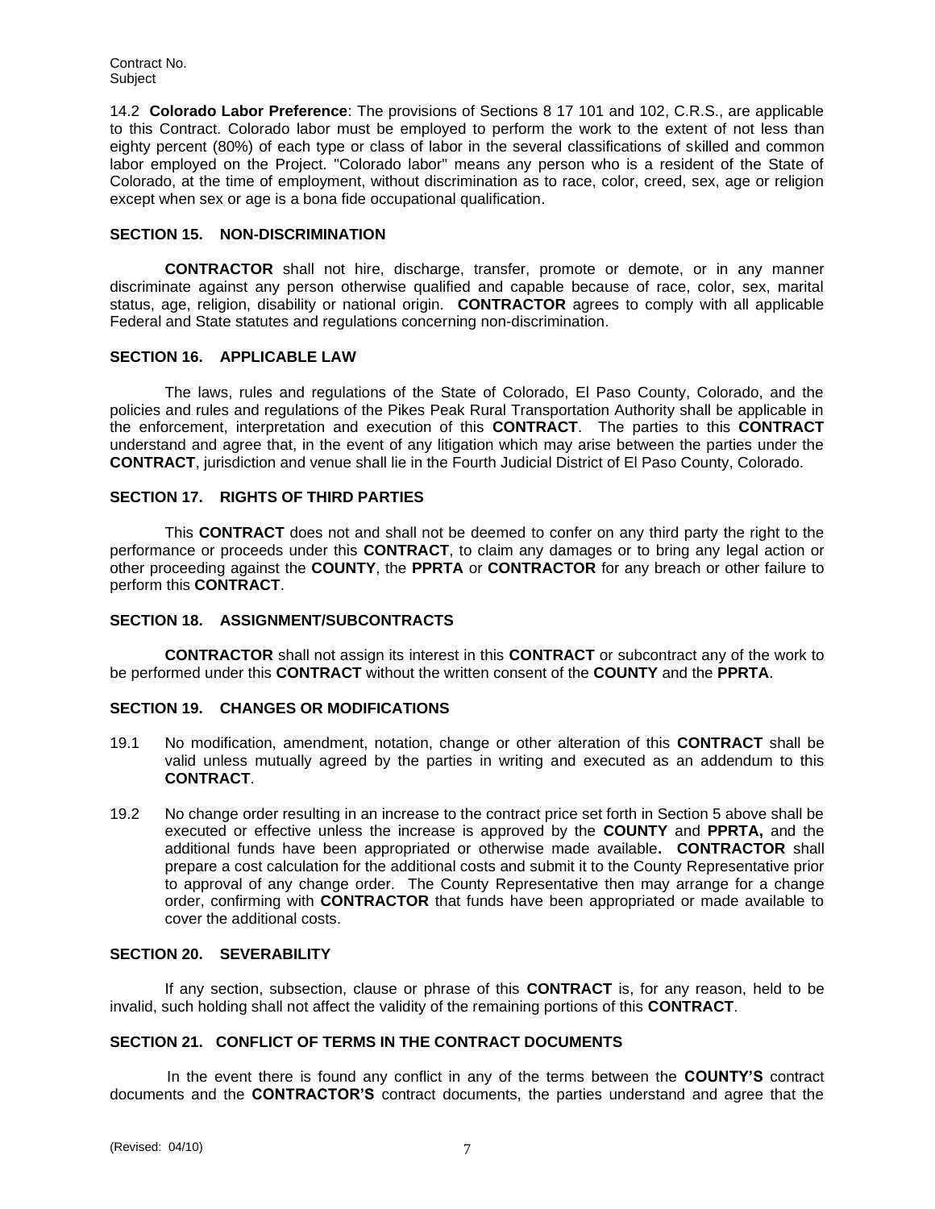14.2 **Colorado Labor Preference**: The provisions of Sections 8 17 101 and 102, C.R.S., are applicable to this Contract. Colorado labor must be employed to perform the work to the extent of not less than eighty percent (80%) of each type or class of labor in the several classifications of skilled and common labor employed on the Project. "Colorado labor" means any person who is a resident of the State of Colorado, at the time of employment, without discrimination as to race, color, creed, sex, age or religion except when sex or age is a bona fide occupational qualification.

## SECTION 15. NON-DISCRIMINATION

**CONTRACTOR** shall not hire, discharge, transfer, promote or demote, or in any manner discriminate against any person otherwise qualified and capable because of race, color, sex, marital status, age, religion, disability or national origin. **CONTRACTOR** agrees to comply with all applicable Federal and State statutes and regulations concerning non-discrimination.

## SECTION 16. APPLICABLE LAW

The laws, rules and regulations of the State of Colorado, El Paso County, Colorado, and the policies and rules and regulations of the Pikes Peak Rural Transportation Authority shall be applicable in the enforcement, interpretation and execution of this **CONTRACT**. The parties to this **CONTRACT** understand and agree that, in the event of any litigation which may arise between the parties under the **CONTRACT**, jurisdiction and venue shall lie in the Fourth Judicial District of El Paso County, Colorado.

## SECTION 17. RIGHTS OF THIRD PARTIES

This **CONTRACT** does not and shall not be deemed to confer on any third party the right to the performance or proceeds under this **CONTRACT**, to claim any damages or to bring any legal action or other proceeding against the **COUNTY**, the **PPRTA** or **CONTRACTOR** for any breach or other failure to perform this **CONTRACT**.

## SECTION 18. ASSIGNMENT/SUBCONTRACTS

**CONTRACTOR** shall not assign its interest in this **CONTRACT** or subcontract any of the work to be performed under this **CONTRACT** without the written consent of the **COUNTY** and the **PPRTA**.

## SECTION 19. CHANGES OR MODIFICATIONS

19.1 No modification, amendment, notation, change or other alteration of this **CONTRACT** shall be valid unless mutually agreed by the parties in writing and executed as an addendum to this **CONTRACT**.

19.2 No change order resulting in an increase to the contract price set forth in Section 5 above shall be executed or effective unless the increase is approved by the **COUNTY** and **PPRTA,** and the additional funds have been appropriated or otherwise made available**.** **CONTRACTOR** shall prepare a cost calculation for the additional costs and submit it to the County Representative prior to approval of any change order. The County Representative then may arrange for a change order, confirming with **CONTRACTOR** that funds have been appropriated or made available to cover the additional costs.

## SECTION 20. SEVERABILITY

If any section, subsection, clause or phrase of this **CONTRACT** is, for any reason, held to be invalid, such holding shall not affect the validity of the remaining portions of this **CONTRACT**.

## SECTION 21. CONFLICT OF TERMS IN THE CONTRACT DOCUMENTS

In the event there is found any conflict in any of the terms between the **COUNTY'S** contract documents and the **CONTRACTOR'S** contract documents, the parties understand and agree that the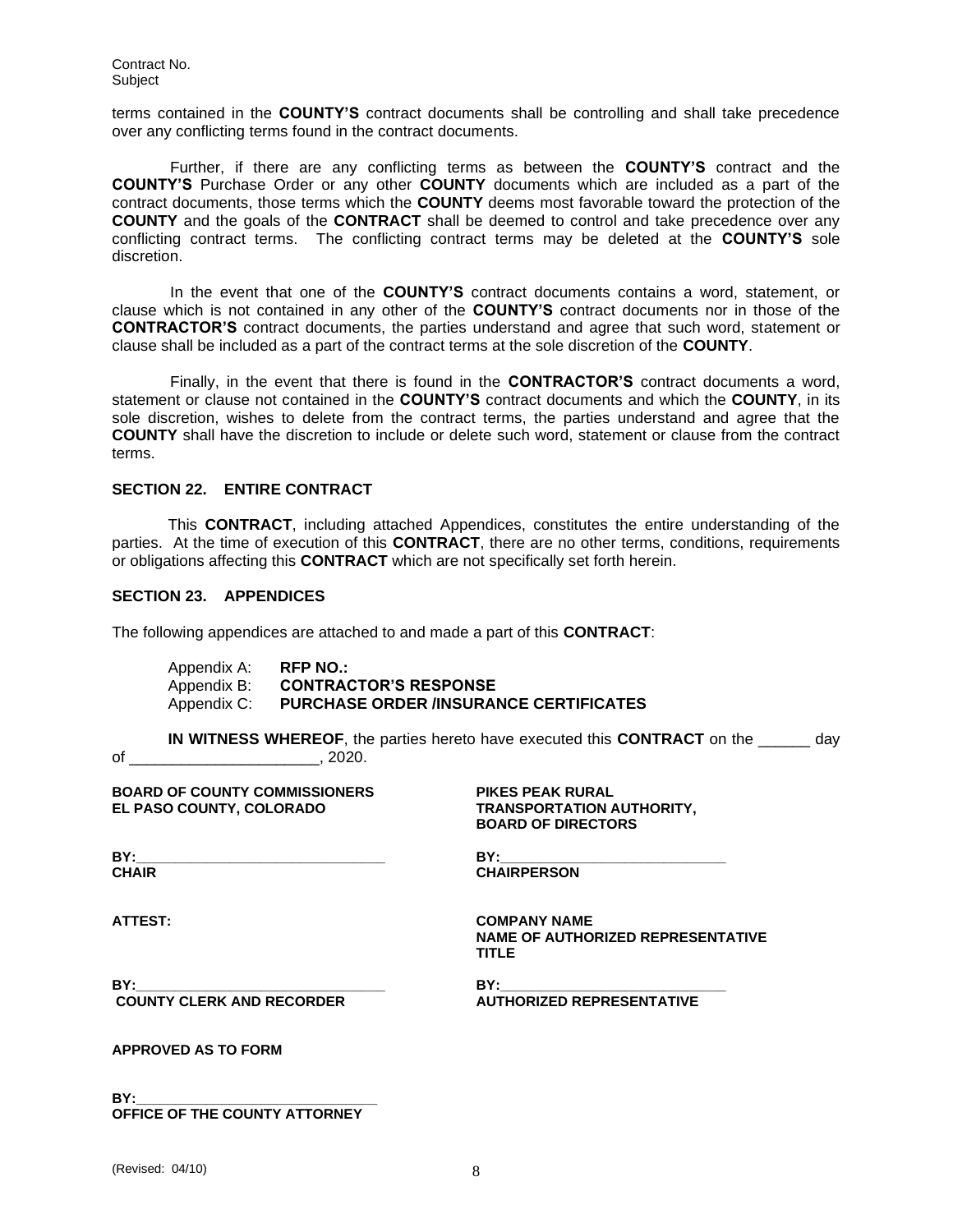terms contained in the **COUNTY'S** contract documents shall be controlling and shall take precedence over any conflicting terms found in the contract documents.

Further, if there are any conflicting terms as between the **COUNTY'S** contract and the **COUNTY'S** Purchase Order or any other **COUNTY** documents which are included as a part of the contract documents, those terms which the **COUNTY** deems most favorable toward the protection of the **COUNTY** and the goals of the **CONTRACT** shall be deemed to control and take precedence over any conflicting contract terms. The conflicting contract terms may be deleted at the **COUNTY'S** sole discretion.

In the event that one of the **COUNTY'S** contract documents contains a word, statement, or clause which is not contained in any other of the **COUNTY'S** contract documents nor in those of the **CONTRACTOR'S** contract documents, the parties understand and agree that such word, statement or clause shall be included as a part of the contract terms at the sole discretion of the **COUNTY**.

Finally, in the event that there is found in the **CONTRACTOR'S** contract documents a word, statement or clause not contained in the **COUNTY'S** contract documents and which the **COUNTY**, in its sole discretion, wishes to delete from the contract terms, the parties understand and agree that the **COUNTY** shall have the discretion to include or delete such word, statement or clause from the contract terms.

### SECTION 22. ENTIRE CONTRACT

This **CONTRACT**, including attached Appendices, constitutes the entire understanding of the parties. At the time of execution of this **CONTRACT**, there are no other terms, conditions, requirements or obligations affecting this **CONTRACT** which are not specifically set forth herein.

### SECTION 23. APPENDICES

The following appendices are attached to and made a part of this **CONTRACT**:

Appendix A: **RFP NO.:**
Appendix B: **CONTRACTOR'S RESPONSE**
Appendix C: **PURCHASE ORDER /INSURANCE CERTIFICATES**

**IN WITNESS WHEREOF**, the parties hereto have executed this **CONTRACT** on the ______ day of ______________________, 2020.

**BOARD OF COUNTY COMMISSIONERS**
**EL PASO COUNTY, COLORADO**

**BY:______________________________**
**CHAIR**

**ATTEST:**

**BY:______________________________**
**COUNTY CLERK AND RECORDER**

**APPROVED AS TO FORM**

**BY:______________________________**
**OFFICE OF THE COUNTY ATTORNEY**

**PIKES PEAK RURAL**
**TRANSPORTATION AUTHORITY,**
**BOARD OF DIRECTORS**

**BY:____________________________**
**CHAIRPERSON**

**COMPANY NAME**
**NAME OF AUTHORIZED REPRESENTATIVE**
**TITLE**

**BY:____________________________**
**AUTHORIZED REPRESENTATIVE**

(Revised: 04/10)